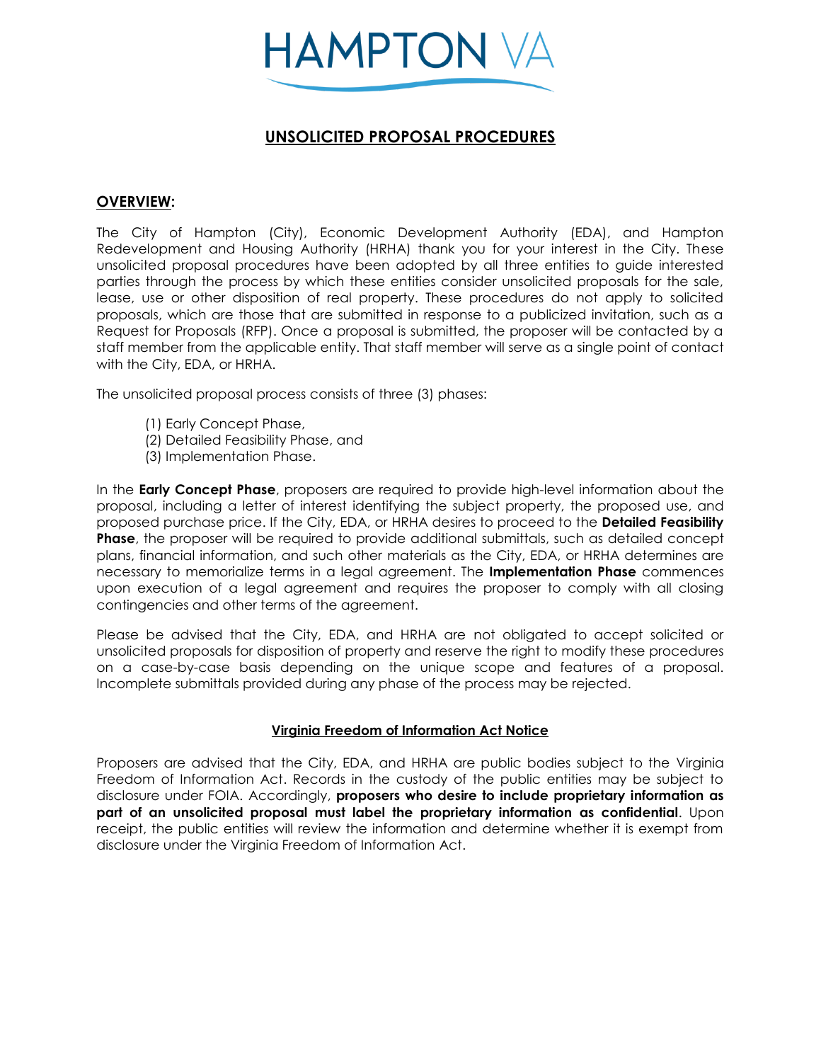HAMPTON VA

# UNSOLICITED PROPOSAL PROCEDURES

## OVERVIEW:

The City of Hampton (City), Economic Development Authority (EDA), and Hampton Redevelopment and Housing Authority (HRHA) thank you for your interest in the City. These unsolicited proposal procedures have been adopted by all three entities to guide interested parties through the process by which these entities consider unsolicited proposals for the sale, lease, use or other disposition of real property. These procedures do not apply to solicited proposals, which are those that are submitted in response to a publicized invitation, such as a Request for Proposals (RFP). Once a proposal is submitted, the proposer will be contacted by a staff member from the applicable entity. That staff member will serve as a single point of contact with the City, EDA, or HRHA.

The unsolicited proposal process consists of three (3) phases:

(1) Early Concept Phase,
(2) Detailed Feasibility Phase, and
(3) Implementation Phase.

In the **Early Concept Phase**, proposers are required to provide high-level information about the proposal, including a letter of interest identifying the subject property, the proposed use, and proposed purchase price. If the City, EDA, or HRHA desires to proceed to the **Detailed Feasibility Phase**, the proposer will be required to provide additional submittals, such as detailed concept plans, financial information, and such other materials as the City, EDA, or HRHA determines are necessary to memorialize terms in a legal agreement. The **Implementation Phase** commences upon execution of a legal agreement and requires the proposer to comply with all closing contingencies and other terms of the agreement.

Please be advised that the City, EDA, and HRHA are not obligated to accept solicited or unsolicited proposals for disposition of property and reserve the right to modify these procedures on a case-by-case basis depending on the unique scope and features of a proposal. Incomplete submittals provided during any phase of the process may be rejected.

### Virginia Freedom of Information Act Notice

Proposers are advised that the City, EDA, and HRHA are public bodies subject to the Virginia Freedom of Information Act. Records in the custody of the public entities may be subject to disclosure under FOIA. Accordingly, **proposers who desire to include proprietary information as part of an unsolicited proposal must label the proprietary information as confidential**. Upon receipt, the public entities will review the information and determine whether it is exempt from disclosure under the Virginia Freedom of Information Act.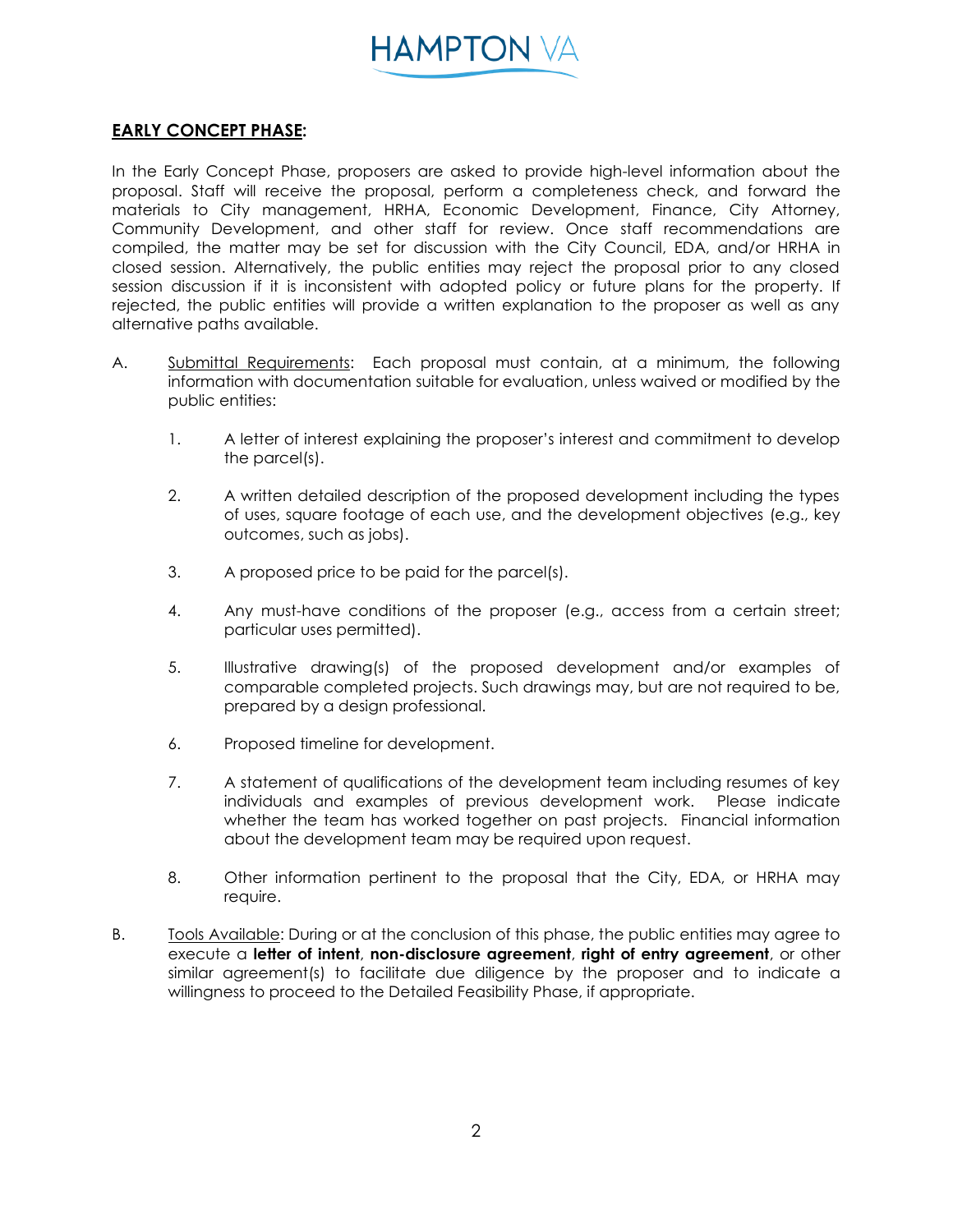## **EARLY CONCEPT PHASE:**

In the Early Concept Phase, proposers are asked to provide high-level information about the proposal. Staff will receive the proposal, perform a completeness check, and forward the materials to City management, HRHA, Economic Development, Finance, City Attorney, Community Development, and other staff for review. Once staff recommendations are compiled, the matter may be set for discussion with the City Council, EDA, and/or HRHA in closed session. Alternatively, the public entities may reject the proposal prior to any closed session discussion if it is inconsistent with adopted policy or future plans for the property. If rejected, the public entities will provide a written explanation to the proposer as well as any alternative paths available.

A. Submittal Requirements: Each proposal must contain, at a minimum, the following information with documentation suitable for evaluation, unless waived or modified by the public entities:

1. A letter of interest explaining the proposer's interest and commitment to develop the parcel(s).

2. A written detailed description of the proposed development including the types of uses, square footage of each use, and the development objectives (e.g., key outcomes, such as jobs).

3. A proposed price to be paid for the parcel(s).

4. Any must-have conditions of the proposer (e.g., access from a certain street; particular uses permitted).

5. Illustrative drawing(s) of the proposed development and/or examples of comparable completed projects. Such drawings may, but are not required to be, prepared by a design professional.

6. Proposed timeline for development.

7. A statement of qualifications of the development team including resumes of key individuals and examples of previous development work. Please indicate whether the team has worked together on past projects. Financial information about the development team may be required upon request.

8. Other information pertinent to the proposal that the City, EDA, or HRHA may require.

B. Tools Available: During or at the conclusion of this phase, the public entities may agree to execute a **letter of intent**, **non-disclosure agreement**, **right of entry agreement**, or other similar agreement(s) to facilitate due diligence by the proposer and to indicate a willingness to proceed to the Detailed Feasibility Phase, if appropriate.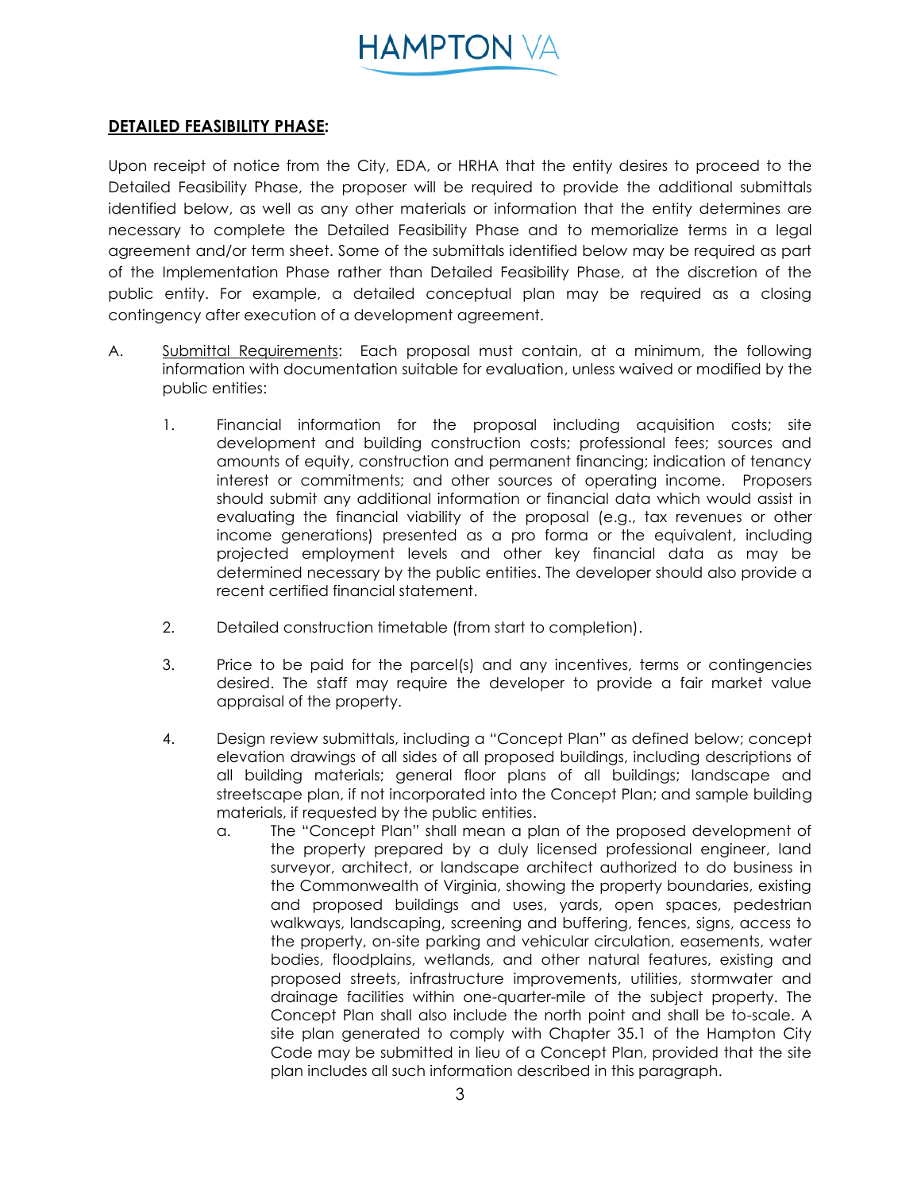**<u>DETAILED FEASIBILITY PHASE</u>:**

Upon receipt of notice from the City, EDA, or HRHA that the entity desires to proceed to the Detailed Feasibility Phase, the proposer will be required to provide the additional submittals identified below, as well as any other materials or information that the entity determines are necessary to complete the Detailed Feasibility Phase and to memorialize terms in a legal agreement and/or term sheet. Some of the submittals identified below may be required as part of the Implementation Phase rather than Detailed Feasibility Phase, at the discretion of the public entity. For example, a detailed conceptual plan may be required as a closing contingency after execution of a development agreement.

A. <u>Submittal Requirements</u>: Each proposal must contain, at a minimum, the following information with documentation suitable for evaluation, unless waived or modified by the public entities:

   1. Financial information for the proposal including acquisition costs; site development and building construction costs; professional fees; sources and amounts of equity, construction and permanent financing; indication of tenancy interest or commitments; and other sources of operating income. Proposers should submit any additional information or financial data which would assist in evaluating the financial viability of the proposal (e.g., tax revenues or other income generations) presented as a pro forma or the equivalent, including projected employment levels and other key financial data as may be determined necessary by the public entities. The developer should also provide a recent certified financial statement.

   2. Detailed construction timetable (from start to completion).

   3. Price to be paid for the parcel(s) and any incentives, terms or contingencies desired. The staff may require the developer to provide a fair market value appraisal of the property.

   4. Design review submittals, including a "Concept Plan" as defined below; concept elevation drawings of all sides of all proposed buildings, including descriptions of all building materials; general floor plans of all buildings; landscape and streetscape plan, if not incorporated into the Concept Plan; and sample building materials, if requested by the public entities.

      a. The "Concept Plan" shall mean a plan of the proposed development of the property prepared by a duly licensed professional engineer, land surveyor, architect, or landscape architect authorized to do business in the Commonwealth of Virginia, showing the property boundaries, existing and proposed buildings and uses, yards, open spaces, pedestrian walkways, landscaping, screening and buffering, fences, signs, access to the property, on-site parking and vehicular circulation, easements, water bodies, floodplains, wetlands, and other natural features, existing and proposed streets, infrastructure improvements, utilities, stormwater and drainage facilities within one-quarter-mile of the subject property. The Concept Plan shall also include the north point and shall be to-scale. A site plan generated to comply with Chapter 35.1 of the Hampton City Code may be submitted in lieu of a Concept Plan, provided that the site plan includes all such information described in this paragraph.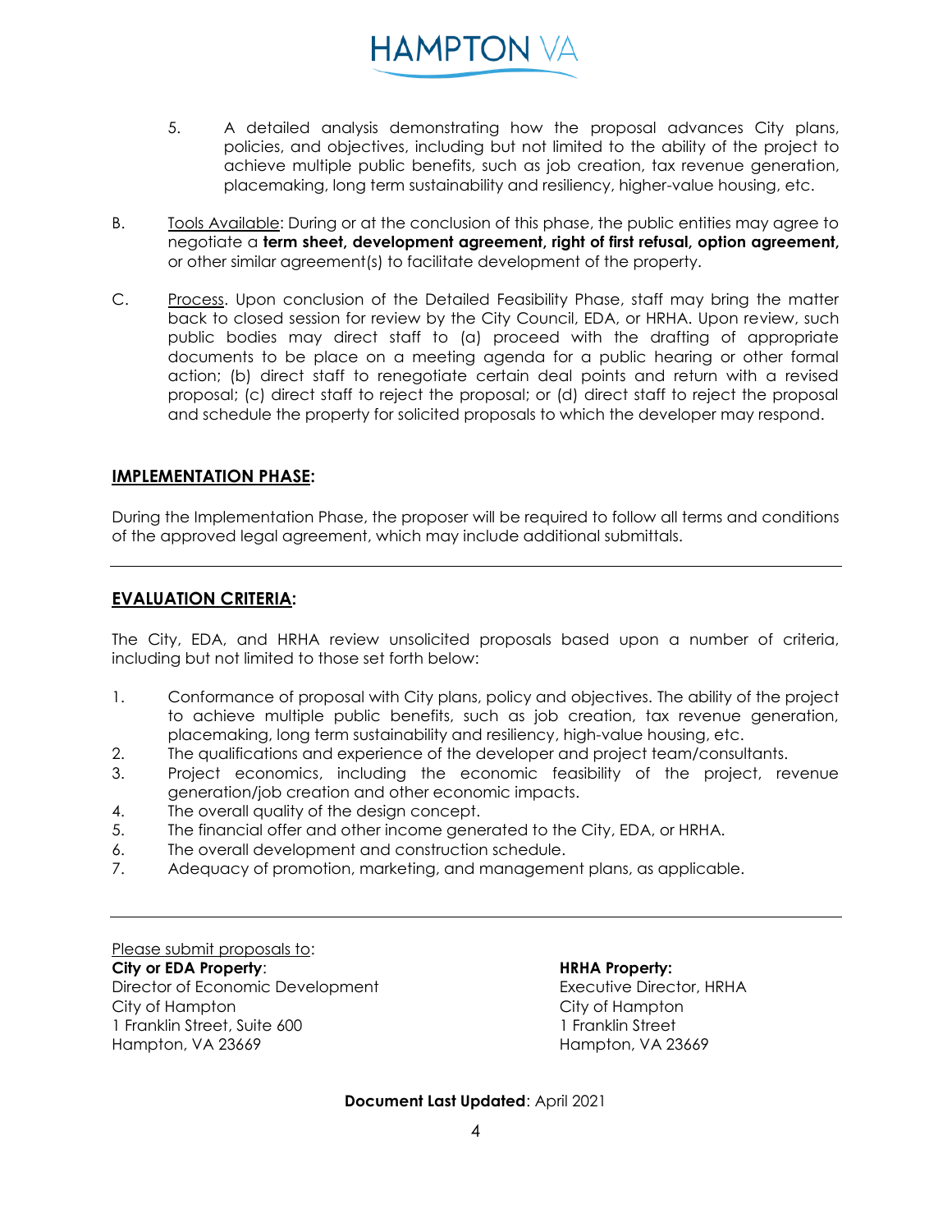5. A detailed analysis demonstrating how the proposal advances City plans, policies, and objectives, including but not limited to the ability of the project to achieve multiple public benefits, such as job creation, tax revenue generation, placemaking, long term sustainability and resiliency, higher-value housing, etc.

B. Tools Available: During or at the conclusion of this phase, the public entities may agree to negotiate a **term sheet, development agreement, right of first refusal, option agreement,** or other similar agreement(s) to facilitate development of the property.

C. Process. Upon conclusion of the Detailed Feasibility Phase, staff may bring the matter back to closed session for review by the City Council, EDA, or HRHA. Upon review, such public bodies may direct staff to (a) proceed with the drafting of appropriate documents to be place on a meeting agenda for a public hearing or other formal action; (b) direct staff to renegotiate certain deal points and return with a revised proposal; (c) direct staff to reject the proposal; or (d) direct staff to reject the proposal and schedule the property for solicited proposals to which the developer may respond.

## IMPLEMENTATION PHASE:

During the Implementation Phase, the proposer will be required to follow all terms and conditions of the approved legal agreement, which may include additional submittals.

---

## EVALUATION CRITERIA:

The City, EDA, and HRHA review unsolicited proposals based upon a number of criteria, including but not limited to those set forth below:

1. Conformance of proposal with City plans, policy and objectives. The ability of the project to achieve multiple public benefits, such as job creation, tax revenue generation, placemaking, long term sustainability and resiliency, high-value housing, etc.
2. The qualifications and experience of the developer and project team/consultants.
3. Project economics, including the economic feasibility of the project, revenue generation/job creation and other economic impacts.
4. The overall quality of the design concept.
5. The financial offer and other income generated to the City, EDA, or HRHA.
6. The overall development and construction schedule.
7. Adequacy of promotion, marketing, and management plans, as applicable.

---

Please submit proposals to:

**City or EDA Property**:
Director of Economic Development
City of Hampton
1 Franklin Street, Suite 600
Hampton, VA 23669

**HRHA Property:**
Executive Director, HRHA
City of Hampton
1 Franklin Street
Hampton, VA 23669

**Document Last Updated**: April 2021